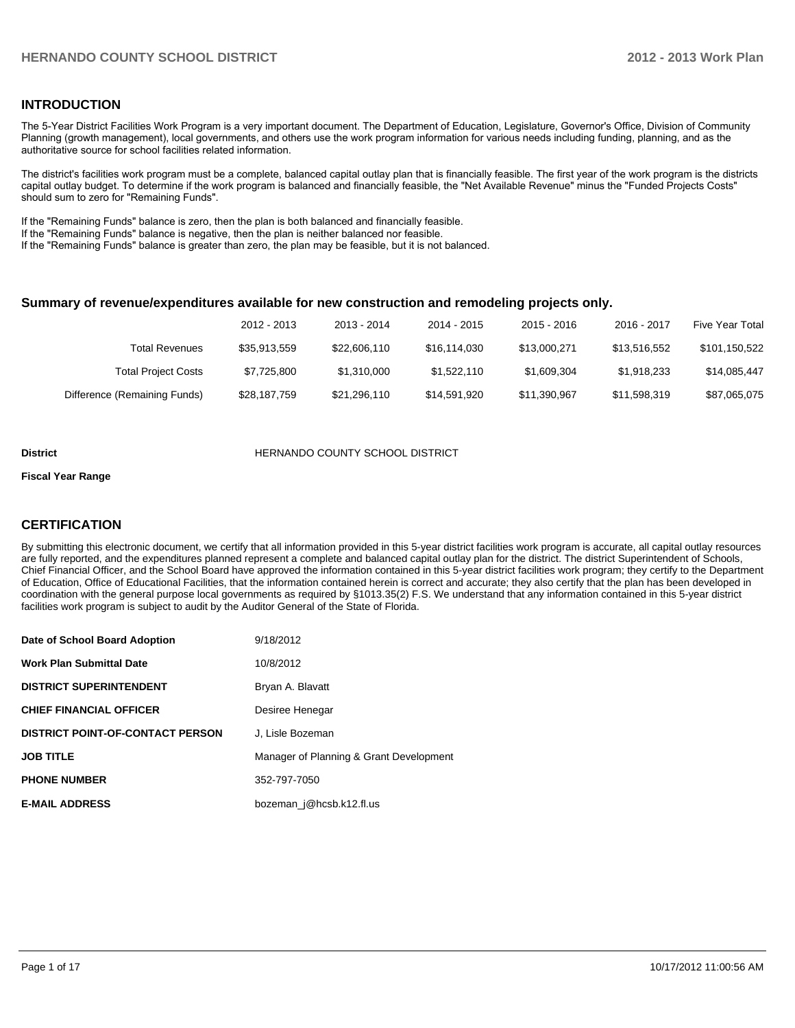## INTRODUCTION

The 5-Year District Facilities Work Program is a very important document. The Department of Education, Legislature, Governor's Office, Division of Community Planning (growth management), local governments, and others use the work program information for various needs including funding, planning, and as the authoritative source for school facilities related information.

The district's facilities work program must be a complete, balanced capital outlay plan that is financially feasible. The first year of the work program is the districts capital outlay budget. To determine if the work program is balanced and financially feasible, the "Net Available Revenue" minus the "Funded Projects Costs" should sum to zero for "Remaining Funds".

If the "Remaining Funds" balance is zero, then the plan is both balanced and financially feasible.
If the "Remaining Funds" balance is negative, then the plan is neither balanced nor feasible.
If the "Remaining Funds" balance is greater than zero, the plan may be feasible, but it is not balanced.

### Summary of revenue/expenditures available for new construction and remodeling projects only.

| | 2012 - 2013 | 2013 - 2014 | 2014 - 2015 | 2015 - 2016 | 2016 - 2017 | Five Year Total |
|---|---|---|---|---|---|---|
| Total Revenues | $35,913,559 | $22,606,110 | $16,114,030 | $13,000,271 | $13,516,552 | $101,150,522 |
| Total Project Costs | $7,725,800 | $1,310,000 | $1,522,110 | $1,609,304 | $1,918,233 | $14,085,447 |
| Difference (Remaining Funds) | $28,187,759 | $21,296,110 | $14,591,920 | $11,390,967 | $11,598,319 | $87,065,075 |

**District** HERNANDO COUNTY SCHOOL DISTRICT

**Fiscal Year Range**

## CERTIFICATION

By submitting this electronic document, we certify that all information provided in this 5-year district facilities work program is accurate, all capital outlay resources are fully reported, and the expenditures planned represent a complete and balanced capital outlay plan for the district. The district Superintendent of Schools, Chief Financial Officer, and the School Board have approved the information contained in this 5-year district facilities work program; they certify to the Department of Education, Office of Educational Facilities, that the information contained herein is correct and accurate; they also certify that the plan has been developed in coordination with the general purpose local governments as required by §1013.35(2) F.S. We understand that any information contained in this 5-year district facilities work program is subject to audit by the Auditor General of the State of Florida.

| | |
|---|---|
| **Date of School Board Adoption** | 9/18/2012 |
| **Work Plan Submittal Date** | 10/8/2012 |
| **DISTRICT SUPERINTENDENT** | Bryan A. Blavatt |
| **CHIEF FINANCIAL OFFICER** | Desiree Henegar |
| **DISTRICT POINT-OF-CONTACT PERSON** | J, Lisle Bozeman |
| **JOB TITLE** | Manager of Planning & Grant Development |
| **PHONE NUMBER** | 352-797-7050 |
| **E-MAIL ADDRESS** | bozeman_j@hcsb.k12.fl.us |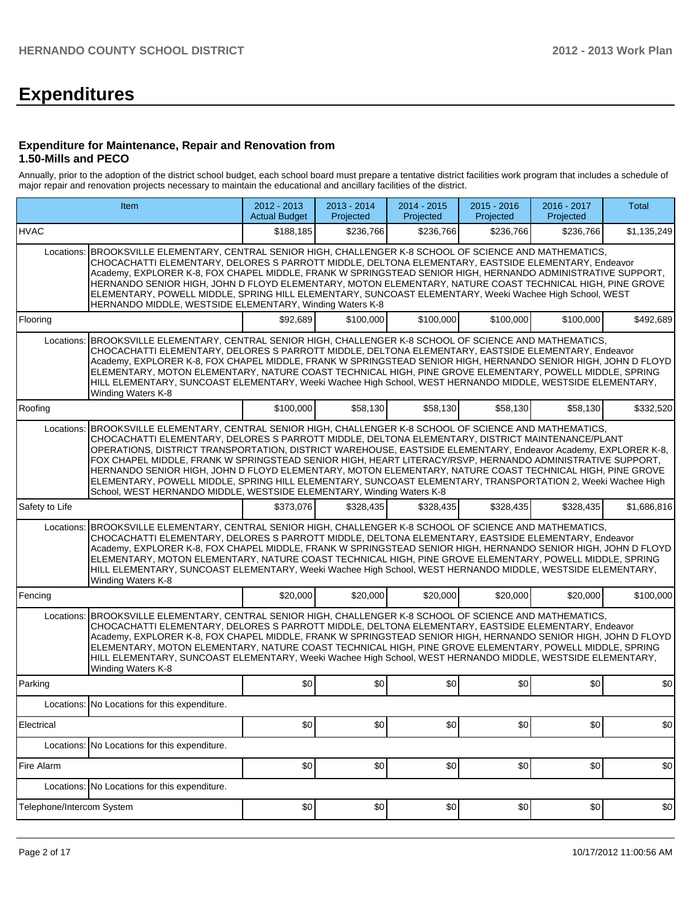# Expenditures

### Expenditure for Maintenance, Repair and Renovation from 1.50-Mills and PECO

Annually, prior to the adoption of the district school budget, each school board must prepare a tentative district facilities work program that includes a schedule of major repair and renovation projects necessary to maintain the educational and ancillary facilities of the district.

| Item | | 2012 - 2013 Actual Budget | 2013 - 2014 Projected | 2014 - 2015 Projected | 2015 - 2016 Projected | 2016 - 2017 Projected | Total |
|---|---|---|---|---|---|---|---|
| HVAC | | $188,185 | $236,766 | $236,766 | $236,766 | $236,766 | $1,135,249 |
| Locations: | BROOKSVILLE ELEMENTARY, CENTRAL SENIOR HIGH, CHALLENGER K-8 SCHOOL OF SCIENCE AND MATHEMATICS, CHOCACHATTI ELEMENTARY, DELORES S PARROTT MIDDLE, DELTONA ELEMENTARY, EASTSIDE ELEMENTARY, Endeavor Academy, EXPLORER K-8, FOX CHAPEL MIDDLE, FRANK W SPRINGSTEAD SENIOR HIGH, HERNANDO ADMINISTRATIVE SUPPORT, HERNANDO SENIOR HIGH, JOHN D FLOYD ELEMENTARY, MOTON ELEMENTARY, NATURE COAST TECHNICAL HIGH, PINE GROVE ELEMENTARY, POWELL MIDDLE, SPRING HILL ELEMENTARY, SUNCOAST ELEMENTARY, Weeki Wachee High School, WEST HERNANDO MIDDLE, WESTSIDE ELEMENTARY, Winding Waters K-8 | | | | | | |
| Flooring | | $92,689 | $100,000 | $100,000 | $100,000 | $100,000 | $492,689 |
| Locations: | BROOKSVILLE ELEMENTARY, CENTRAL SENIOR HIGH, CHALLENGER K-8 SCHOOL OF SCIENCE AND MATHEMATICS, CHOCACHATTI ELEMENTARY, DELORES S PARROTT MIDDLE, DELTONA ELEMENTARY, EASTSIDE ELEMENTARY, Endeavor Academy, EXPLORER K-8, FOX CHAPEL MIDDLE, FRANK W SPRINGSTEAD SENIOR HIGH, HERNANDO SENIOR HIGH, JOHN D FLOYD ELEMENTARY, MOTON ELEMENTARY, NATURE COAST TECHNICAL HIGH, PINE GROVE ELEMENTARY, POWELL MIDDLE, SPRING HILL ELEMENTARY, SUNCOAST ELEMENTARY, Weeki Wachee High School, WEST HERNANDO MIDDLE, WESTSIDE ELEMENTARY, Winding Waters K-8 | | | | | | |
| Roofing | | $100,000 | $58,130 | $58,130 | $58,130 | $58,130 | $332,520 |
| Locations: | BROOKSVILLE ELEMENTARY, CENTRAL SENIOR HIGH, CHALLENGER K-8 SCHOOL OF SCIENCE AND MATHEMATICS, CHOCACHATTI ELEMENTARY, DELORES S PARROTT MIDDLE, DELTONA ELEMENTARY, DISTRICT MAINTENANCE/PLANT OPERATIONS, DISTRICT TRANSPORTATION, DISTRICT WAREHOUSE, EASTSIDE ELEMENTARY, Endeavor Academy, EXPLORER K-8, FOX CHAPEL MIDDLE, FRANK W SPRINGSTEAD SENIOR HIGH, HEART LITERACY/RSVP, HERNANDO ADMINISTRATIVE SUPPORT, HERNANDO SENIOR HIGH, JOHN D FLOYD ELEMENTARY, MOTON ELEMENTARY, NATURE COAST TECHNICAL HIGH, PINE GROVE ELEMENTARY, POWELL MIDDLE, SPRING HILL ELEMENTARY, SUNCOAST ELEMENTARY, TRANSPORTATION 2, Weeki Wachee High School, WEST HERNANDO MIDDLE, WESTSIDE ELEMENTARY, Winding Waters K-8 | | | | | | |
| Safety to Life | | $373,076 | $328,435 | $328,435 | $328,435 | $328,435 | $1,686,816 |
| Locations: | BROOKSVILLE ELEMENTARY, CENTRAL SENIOR HIGH, CHALLENGER K-8 SCHOOL OF SCIENCE AND MATHEMATICS, CHOCACHATTI ELEMENTARY, DELORES S PARROTT MIDDLE, DELTONA ELEMENTARY, EASTSIDE ELEMENTARY, Endeavor Academy, EXPLORER K-8, FOX CHAPEL MIDDLE, FRANK W SPRINGSTEAD SENIOR HIGH, HERNANDO SENIOR HIGH, JOHN D FLOYD ELEMENTARY, MOTON ELEMENTARY, NATURE COAST TECHNICAL HIGH, PINE GROVE ELEMENTARY, POWELL MIDDLE, SPRING HILL ELEMENTARY, SUNCOAST ELEMENTARY, Weeki Wachee High School, WEST HERNANDO MIDDLE, WESTSIDE ELEMENTARY, Winding Waters K-8 | | | | | | |
| Fencing | | $20,000 | $20,000 | $20,000 | $20,000 | $20,000 | $100,000 |
| Locations: | BROOKSVILLE ELEMENTARY, CENTRAL SENIOR HIGH, CHALLENGER K-8 SCHOOL OF SCIENCE AND MATHEMATICS, CHOCACHATTI ELEMENTARY, DELORES S PARROTT MIDDLE, DELTONA ELEMENTARY, EASTSIDE ELEMENTARY, Endeavor Academy, EXPLORER K-8, FOX CHAPEL MIDDLE, FRANK W SPRINGSTEAD SENIOR HIGH, HERNANDO SENIOR HIGH, JOHN D FLOYD ELEMENTARY, MOTON ELEMENTARY, NATURE COAST TECHNICAL HIGH, PINE GROVE ELEMENTARY, POWELL MIDDLE, SPRING HILL ELEMENTARY, SUNCOAST ELEMENTARY, Weeki Wachee High School, WEST HERNANDO MIDDLE, WESTSIDE ELEMENTARY, Winding Waters K-8 | | | | | | |
| Parking | | $0 | $0 | $0 | $0 | $0 | $0 |
| Locations: | No Locations for this expenditure. | | | | | | |
| Electrical | | $0 | $0 | $0 | $0 | $0 | $0 |
| Locations: | No Locations for this expenditure. | | | | | | |
| Fire Alarm | | $0 | $0 | $0 | $0 | $0 | $0 |
| Locations: | No Locations for this expenditure. | | | | | | |
| Telephone/Intercom System | | $0 | $0 | $0 | $0 | $0 | $0 |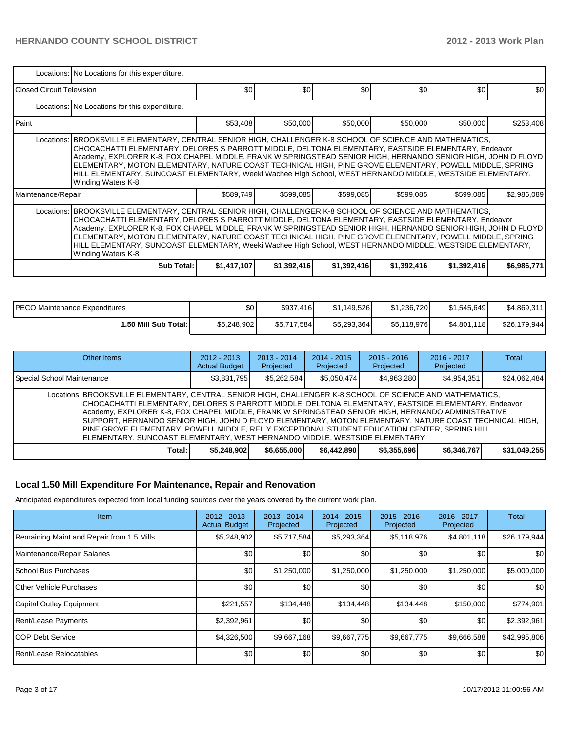| | | | | | | |
|---|---|---|---|---|---|---|
| Locations: | No Locations for this expenditure. | | | | | |
| Closed Circuit Television | $0 | $0 | $0 | $0 | $0 | $0 |
| Locations: | No Locations for this expenditure. | | | | | |
| Paint | $53,408 | $50,000 | $50,000 | $50,000 | $50,000 | $253,408 |
| Locations: | BROOKSVILLE ELEMENTARY, CENTRAL SENIOR HIGH, CHALLENGER K-8 SCHOOL OF SCIENCE AND MATHEMATICS, CHOCACHATTI ELEMENTARY, DELORES S PARROTT MIDDLE, DELTONA ELEMENTARY, EASTSIDE ELEMENTARY, Endeavor Academy, EXPLORER K-8, FOX CHAPEL MIDDLE, FRANK W SPRINGSTEAD SENIOR HIGH, HERNANDO SENIOR HIGH, JOHN D FLOYD ELEMENTARY, MOTON ELEMENTARY, NATURE COAST TECHNICAL HIGH, PINE GROVE ELEMENTARY, POWELL MIDDLE, SPRING HILL ELEMENTARY, SUNCOAST ELEMENTARY, Weeki Wachee High School, WEST HERNANDO MIDDLE, WESTSIDE ELEMENTARY, Winding Waters K-8 | | | | | |
| Maintenance/Repair | $589,749 | $599,085 | $599,085 | $599,085 | $599,085 | $2,986,089 |
| Locations: | BROOKSVILLE ELEMENTARY, CENTRAL SENIOR HIGH, CHALLENGER K-8 SCHOOL OF SCIENCE AND MATHEMATICS, CHOCACHATTI ELEMENTARY, DELORES S PARROTT MIDDLE, DELTONA ELEMENTARY, EASTSIDE ELEMENTARY, Endeavor Academy, EXPLORER K-8, FOX CHAPEL MIDDLE, FRANK W SPRINGSTEAD SENIOR HIGH, HERNANDO SENIOR HIGH, JOHN D FLOYD ELEMENTARY, MOTON ELEMENTARY, NATURE COAST TECHNICAL HIGH, PINE GROVE ELEMENTARY, POWELL MIDDLE, SPRING HILL ELEMENTARY, SUNCOAST ELEMENTARY, Weeki Wachee High School, WEST HERNANDO MIDDLE, WESTSIDE ELEMENTARY, Winding Waters K-8 | | | | | |
| **Sub Total:** | **$1,417,107** | **$1,392,416** | **$1,392,416** | **$1,392,416** | **$1,392,416** | **$6,986,771** |

| | | | | | | |
|---|---|---|---|---|---|---|
| PECO Maintenance Expenditures | $0 | $937,416 | $1,149,526 | $1,236,720 | $1,545,649 | $4,869,311 |
| **1.50 Mill Sub Total:** | $5,248,902 | $5,717,584 | $5,293,364 | $5,118,976 | $4,801,118 | $26,179,944 |

| Other Items | 2012 - 2013 Actual Budget | 2013 - 2014 Projected | 2014 - 2015 Projected | 2015 - 2016 Projected | 2016 - 2017 Projected | Total |
|---|---|---|---|---|---|---|
| Special School Maintenance | $3,831,795 | $5,262,584 | $5,050,474 | $4,963,280 | $4,954,351 | $24,062,484 |
| Locations BROOKSVILLE ELEMENTARY, CENTRAL SENIOR HIGH, CHALLENGER K-8 SCHOOL OF SCIENCE AND MATHEMATICS, CHOCACHATTI ELEMENTARY, DELORES S PARROTT MIDDLE, DELTONA ELEMENTARY, EASTSIDE ELEMENTARY, Endeavor Academy, EXPLORER K-8, FOX CHAPEL MIDDLE, FRANK W SPRINGSTEAD SENIOR HIGH, HERNANDO ADMINISTRATIVE SUPPORT, HERNANDO SENIOR HIGH, JOHN D FLOYD ELEMENTARY, MOTON ELEMENTARY, NATURE COAST TECHNICAL HIGH, PINE GROVE ELEMENTARY, POWELL MIDDLE, REILY EXCEPTIONAL STUDENT EDUCATION CENTER, SPRING HILL ELEMENTARY, SUNCOAST ELEMENTARY, WEST HERNANDO MIDDLE, WESTSIDE ELEMENTARY | | | | | | |
| **Total:** | **$5,248,902** | **$6,655,000** | **$6,442,890** | **$6,355,696** | **$6,346,767** | **$31,049,255** |

## Local 1.50 Mill Expenditure For Maintenance, Repair and Renovation

Anticipated expenditures expected from local funding sources over the years covered by the current work plan.

| Item | 2012 - 2013 Actual Budget | 2013 - 2014 Projected | 2014 - 2015 Projected | 2015 - 2016 Projected | 2016 - 2017 Projected | Total |
|---|---|---|---|---|---|---|
| Remaining Maint and Repair from 1.5 Mills | $5,248,902 | $5,717,584 | $5,293,364 | $5,118,976 | $4,801,118 | $26,179,944 |
| Maintenance/Repair Salaries | $0 | $0 | $0 | $0 | $0 | $0 |
| School Bus Purchases | $0 | $1,250,000 | $1,250,000 | $1,250,000 | $1,250,000 | $5,000,000 |
| Other Vehicle Purchases | $0 | $0 | $0 | $0 | $0 | $0 |
| Capital Outlay Equipment | $221,557 | $134,448 | $134,448 | $134,448 | $150,000 | $774,901 |
| Rent/Lease Payments | $2,392,961 | $0 | $0 | $0 | $0 | $2,392,961 |
| COP Debt Service | $4,326,500 | $9,667,168 | $9,667,775 | $9,667,775 | $9,666,588 | $42,995,806 |
| Rent/Lease Relocatables | $0 | $0 | $0 | $0 | $0 | $0 |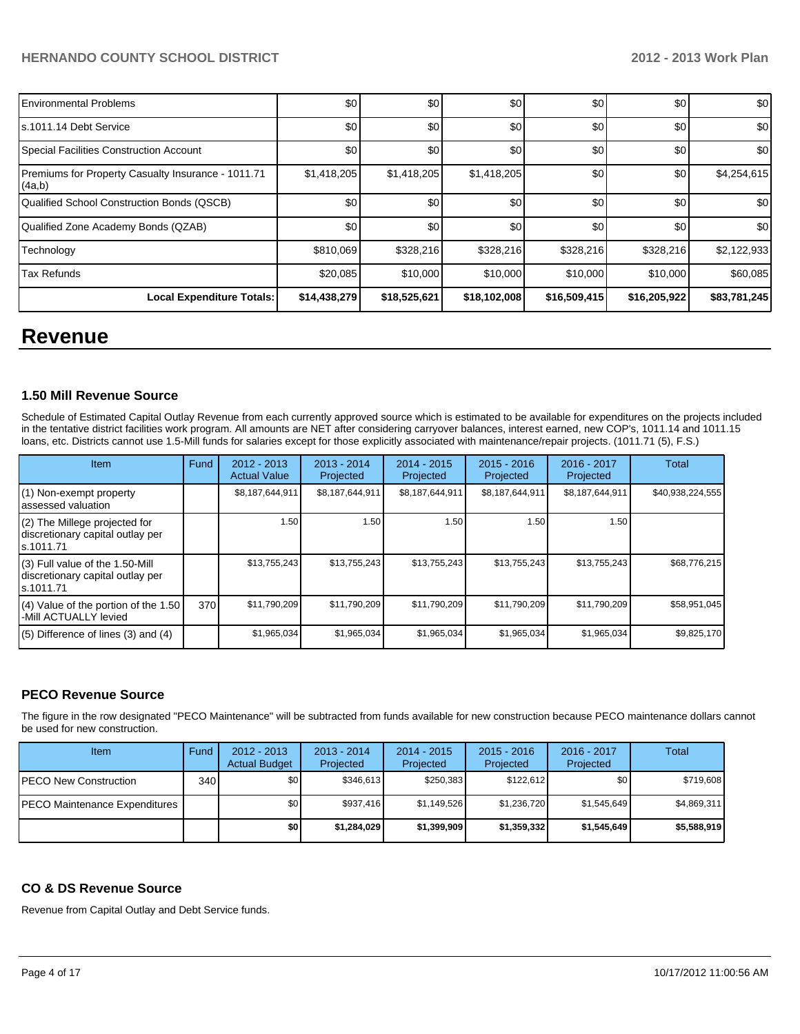| Environmental Problems | $0 | $0 | $0 | $0 | $0 | $0 |
|---|---|---|---|---|---|---|
| s.1011.14 Debt Service | $0 | $0 | $0 | $0 | $0 | $0 |
| Special Facilities Construction Account | $0 | $0 | $0 | $0 | $0 | $0 |
| Premiums for Property Casualty Insurance - 1011.71 (4a,b) | $1,418,205 | $1,418,205 | $1,418,205 | $0 | $0 | $4,254,615 |
| Qualified School Construction Bonds (QSCB) | $0 | $0 | $0 | $0 | $0 | $0 |
| Qualified Zone Academy Bonds (QZAB) | $0 | $0 | $0 | $0 | $0 | $0 |
| Technology | $810,069 | $328,216 | $328,216 | $328,216 | $328,216 | $2,122,933 |
| Tax Refunds | $20,085 | $10,000 | $10,000 | $10,000 | $10,000 | $60,085 |
| **Local Expenditure Totals:** | **$14,438,279** | **$18,525,621** | **$18,102,008** | **$16,509,415** | **$16,205,922** | **$83,781,245** |

# Revenue

### 1.50 Mill Revenue Source

Schedule of Estimated Capital Outlay Revenue from each currently approved source which is estimated to be available for expenditures on the projects included in the tentative district facilities work program. All amounts are NET after considering carryover balances, interest earned, new COP's, 1011.14 and 1011.15 loans, etc. Districts cannot use 1.5-Mill funds for salaries except for those explicitly associated with maintenance/repair projects. (1011.71 (5), F.S.)

| Item | Fund | 2012 - 2013 Actual Value | 2013 - 2014 Projected | 2014 - 2015 Projected | 2015 - 2016 Projected | 2016 - 2017 Projected | Total |
|---|---|---|---|---|---|---|---|
| (1) Non-exempt property assessed valuation | | $8,187,644,911 | $8,187,644,911 | $8,187,644,911 | $8,187,644,911 | $8,187,644,911 | $40,938,224,555 |
| (2) The Millege projected for discretionary capital outlay per s.1011.71 | | 1.50 | 1.50 | 1.50 | 1.50 | 1.50 | |
| (3) Full value of the 1.50-Mill discretionary capital outlay per s.1011.71 | | $13,755,243 | $13,755,243 | $13,755,243 | $13,755,243 | $13,755,243 | $68,776,215 |
| (4) Value of the portion of the 1.50 -Mill ACTUALLY levied | 370 | $11,790,209 | $11,790,209 | $11,790,209 | $11,790,209 | $11,790,209 | $58,951,045 |
| (5) Difference of lines (3) and (4) | | $1,965,034 | $1,965,034 | $1,965,034 | $1,965,034 | $1,965,034 | $9,825,170 |

### PECO Revenue Source

The figure in the row designated "PECO Maintenance" will be subtracted from funds available for new construction because PECO maintenance dollars cannot be used for new construction.

| Item | Fund | 2012 - 2013 Actual Budget | 2013 - 2014 Projected | 2014 - 2015 Projected | 2015 - 2016 Projected | 2016 - 2017 Projected | Total |
|---|---|---|---|---|---|---|---|
| PECO New Construction | 340 | $0 | $346,613 | $250,383 | $122,612 | $0 | $719,608 |
| PECO Maintenance Expenditures | | $0 | $937,416 | $1,149,526 | $1,236,720 | $1,545,649 | $4,869,311 |
| | | **$0** | **$1,284,029** | **$1,399,909** | **$1,359,332** | **$1,545,649** | **$5,588,919** |

### CO & DS Revenue Source

Revenue from Capital Outlay and Debt Service funds.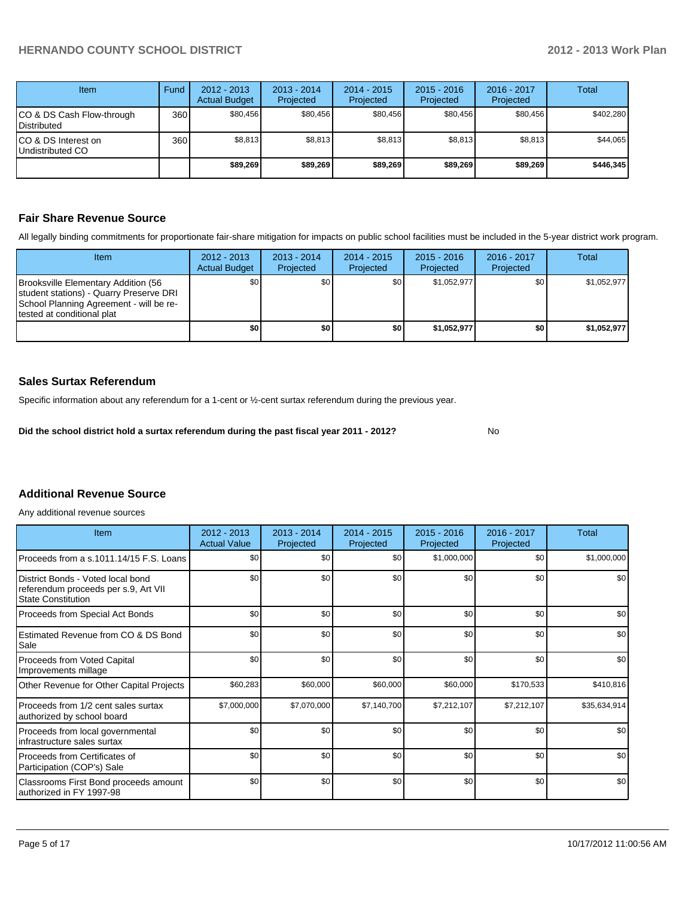| Item | Fund | 2012 - 2013 Actual Budget | 2013 - 2014 Projected | 2014 - 2015 Projected | 2015 - 2016 Projected | 2016 - 2017 Projected | Total |
|---|---|---|---|---|---|---|---|
| CO & DS Cash Flow-through Distributed | 360 | $80,456 | $80,456 | $80,456 | $80,456 | $80,456 | $402,280 |
| CO & DS Interest on Undistributed CO | 360 | $8,813 | $8,813 | $8,813 | $8,813 | $8,813 | $44,065 |
| | | **$89,269** | **$89,269** | **$89,269** | **$89,269** | **$89,269** | **$446,345** |

## Fair Share Revenue Source

All legally binding commitments for proportionate fair-share mitigation for impacts on public school facilities must be included in the 5-year district work program.

| Item | 2012 - 2013 Actual Budget | 2013 - 2014 Projected | 2014 - 2015 Projected | 2015 - 2016 Projected | 2016 - 2017 Projected | Total |
|---|---|---|---|---|---|---|
| Brooksville Elementary Addition (56 student stations) - Quarry Preserve DRI School Planning Agreement - will be re-tested at conditional plat | $0 | $0 | $0 | $1,052,977 | $0 | $1,052,977 |
| | **$0** | **$0** | **$0** | **$1,052,977** | **$0** | **$1,052,977** |

## Sales Surtax Referendum

Specific information about any referendum for a 1-cent or ½-cent surtax referendum during the previous year.

**Did the school district hold a surtax referendum during the past fiscal year 2011 - 2012?** No

## Additional Revenue Source

Any additional revenue sources

| Item | 2012 - 2013 Actual Value | 2013 - 2014 Projected | 2014 - 2015 Projected | 2015 - 2016 Projected | 2016 - 2017 Projected | Total |
|---|---|---|---|---|---|---|
| Proceeds from a s.1011.14/15 F.S. Loans | $0 | $0 | $0 | $1,000,000 | $0 | $1,000,000 |
| District Bonds - Voted local bond referendum proceeds per s.9, Art VII State Constitution | $0 | $0 | $0 | $0 | $0 | $0 |
| Proceeds from Special Act Bonds | $0 | $0 | $0 | $0 | $0 | $0 |
| Estimated Revenue from CO & DS Bond Sale | $0 | $0 | $0 | $0 | $0 | $0 |
| Proceeds from Voted Capital Improvements millage | $0 | $0 | $0 | $0 | $0 | $0 |
| Other Revenue for Other Capital Projects | $60,283 | $60,000 | $60,000 | $60,000 | $170,533 | $410,816 |
| Proceeds from 1/2 cent sales surtax authorized by school board | $7,000,000 | $7,070,000 | $7,140,700 | $7,212,107 | $7,212,107 | $35,634,914 |
| Proceeds from local governmental infrastructure sales surtax | $0 | $0 | $0 | $0 | $0 | $0 |
| Proceeds from Certificates of Participation (COP's) Sale | $0 | $0 | $0 | $0 | $0 | $0 |
| Classrooms First Bond proceeds amount authorized in FY 1997-98 | $0 | $0 | $0 | $0 | $0 | $0 |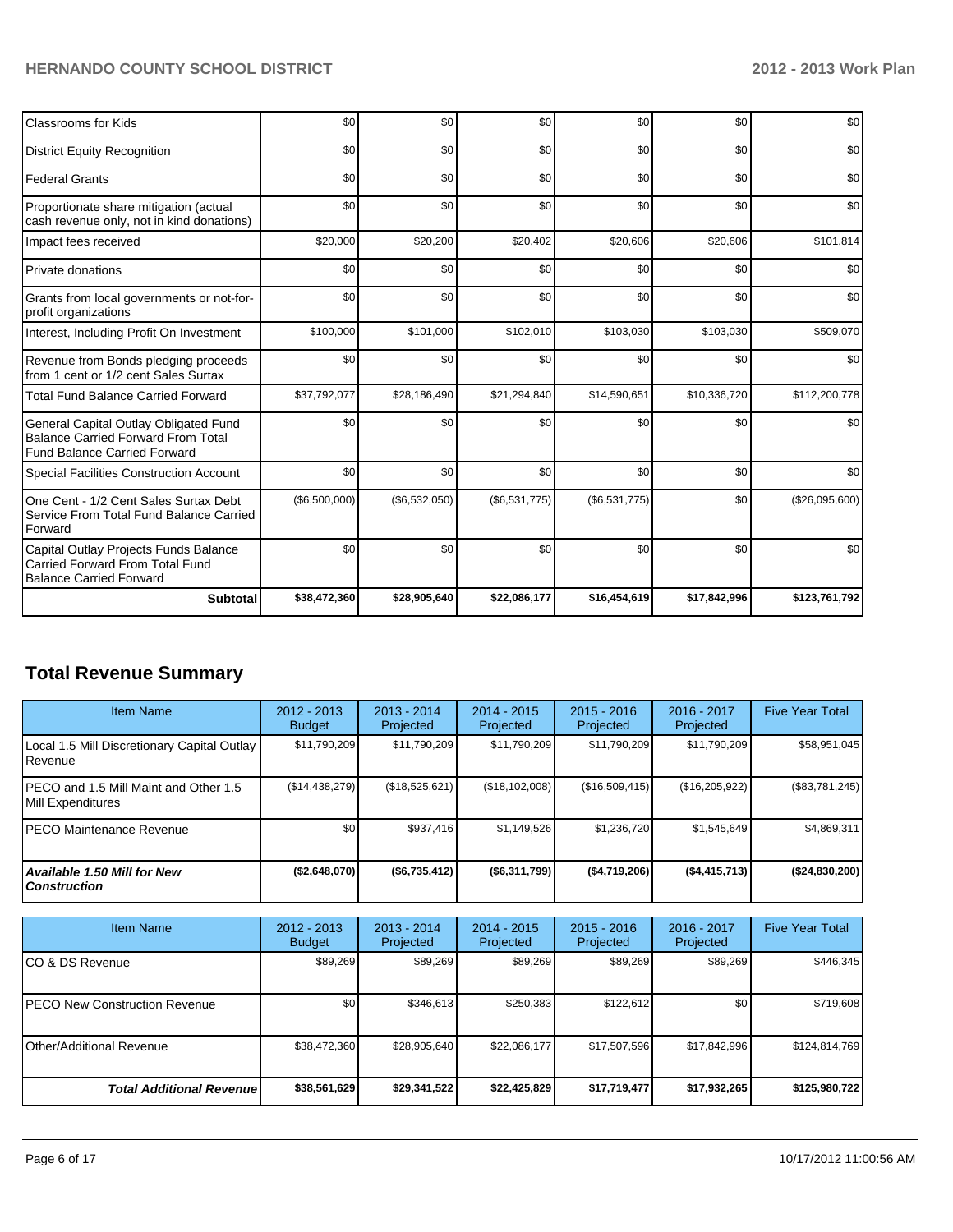| | | | | | | |
|---|---|---|---|---|---|---|
| Classrooms for Kids | $0 | $0 | $0 | $0 | $0 | $0 |
| District Equity Recognition | $0 | $0 | $0 | $0 | $0 | $0 |
| Federal Grants | $0 | $0 | $0 | $0 | $0 | $0 |
| Proportionate share mitigation (actual cash revenue only, not in kind donations) | $0 | $0 | $0 | $0 | $0 | $0 |
| Impact fees received | $20,000 | $20,200 | $20,402 | $20,606 | $20,606 | $101,814 |
| Private donations | $0 | $0 | $0 | $0 | $0 | $0 |
| Grants from local governments or not-for-profit organizations | $0 | $0 | $0 | $0 | $0 | $0 |
| Interest, Including Profit On Investment | $100,000 | $101,000 | $102,010 | $103,030 | $103,030 | $509,070 |
| Revenue from Bonds pledging proceeds from 1 cent or 1/2 cent Sales Surtax | $0 | $0 | $0 | $0 | $0 | $0 |
| Total Fund Balance Carried Forward | $37,792,077 | $28,186,490 | $21,294,840 | $14,590,651 | $10,336,720 | $112,200,778 |
| General Capital Outlay Obligated Fund Balance Carried Forward From Total Fund Balance Carried Forward | $0 | $0 | $0 | $0 | $0 | $0 |
| Special Facilities Construction Account | $0 | $0 | $0 | $0 | $0 | $0 |
| One Cent - 1/2 Cent Sales Surtax Debt Service From Total Fund Balance Carried Forward | ($6,500,000) | ($6,532,050) | ($6,531,775) | ($6,531,775) | $0 | ($26,095,600) |
| Capital Outlay Projects Funds Balance Carried Forward From Total Fund Balance Carried Forward | $0 | $0 | $0 | $0 | $0 | $0 |
| **Subtotal** | **$38,472,360** | **$28,905,640** | **$22,086,177** | **$16,454,619** | **$17,842,996** | **$123,761,792** |

## Total Revenue Summary

| Item Name | 2012 - 2013 Budget | 2013 - 2014 Projected | 2014 - 2015 Projected | 2015 - 2016 Projected | 2016 - 2017 Projected | Five Year Total |
|---|---|---|---|---|---|---|
| Local 1.5 Mill Discretionary Capital Outlay Revenue | $11,790,209 | $11,790,209 | $11,790,209 | $11,790,209 | $11,790,209 | $58,951,045 |
| PECO and 1.5 Mill Maint and Other 1.5 Mill Expenditures | ($14,438,279) | ($18,525,621) | ($18,102,008) | ($16,509,415) | ($16,205,922) | ($83,781,245) |
| PECO Maintenance Revenue | $0 | $937,416 | $1,149,526 | $1,236,720 | $1,545,649 | $4,869,311 |
| ***Available 1.50 Mill for New Construction*** | **($2,648,070)** | **($6,735,412)** | **($6,311,799)** | **($4,719,206)** | **($4,415,713)** | **($24,830,200)** |

| Item Name | 2012 - 2013 Budget | 2013 - 2014 Projected | 2014 - 2015 Projected | 2015 - 2016 Projected | 2016 - 2017 Projected | Five Year Total |
|---|---|---|---|---|---|---|
| CO & DS Revenue | $89,269 | $89,269 | $89,269 | $89,269 | $89,269 | $446,345 |
| PECO New Construction Revenue | $0 | $346,613 | $250,383 | $122,612 | $0 | $719,608 |
| Other/Additional Revenue | $38,472,360 | $28,905,640 | $22,086,177 | $17,507,596 | $17,842,996 | $124,814,769 |
| ***Total Additional Revenue*** | **$38,561,629** | **$29,341,522** | **$22,425,829** | **$17,719,477** | **$17,932,265** | **$125,980,722** |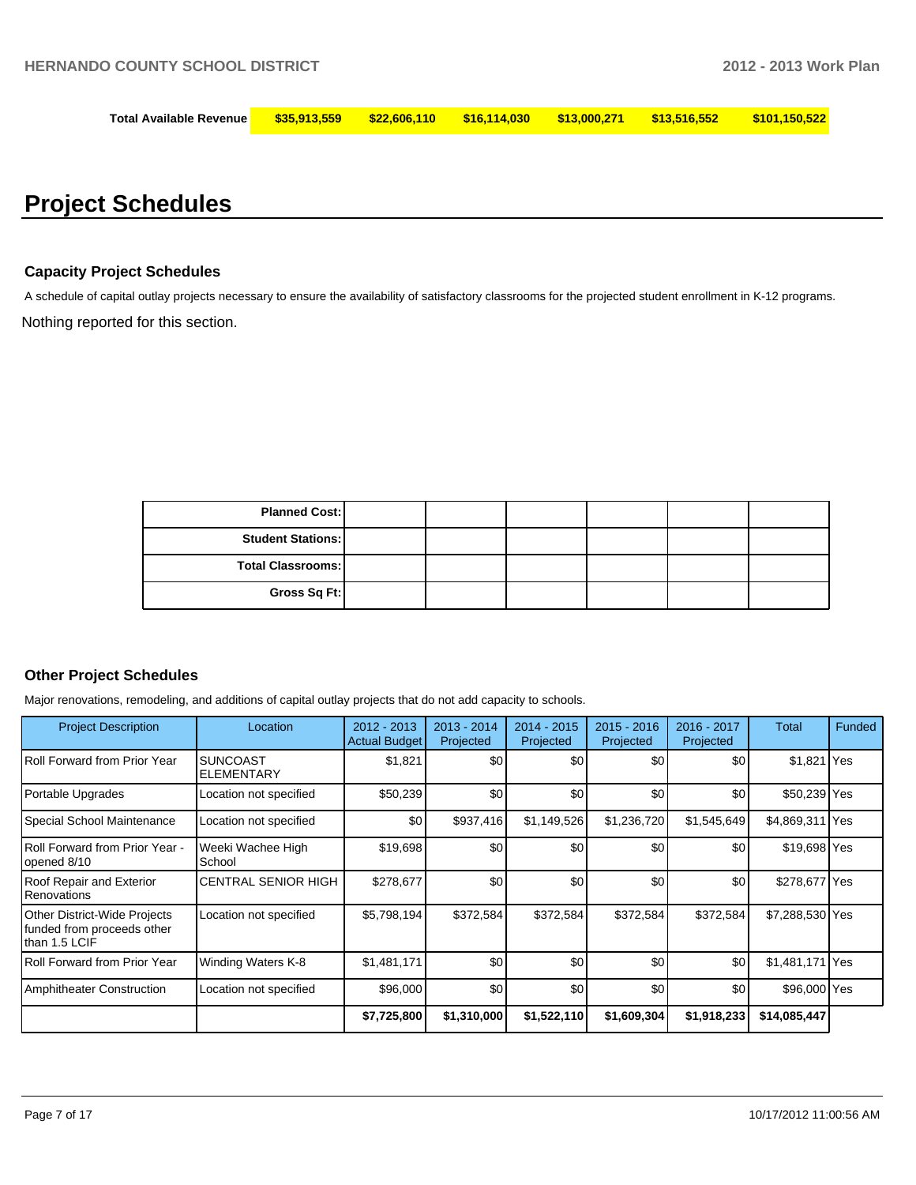| Total Available Revenue | $35,913,559 | $22,606,110 | $16,114,030 | $13,000,271 | $13,516,552 | $101,150,522 |
|---|---|---|---|---|---|---|

# Project Schedules

### Capacity Project Schedules

A schedule of capital outlay projects necessary to ensure the availability of satisfactory classrooms for the projected student enrollment in K-12 programs.

Nothing reported for this section.

| | | | | | | |
|---|---|---|---|---|---|---|
| Planned Cost: | | | | | | |
| Student Stations: | | | | | | |
| Total Classrooms: | | | | | | |
| Gross Sq Ft: | | | | | | |

### Other Project Schedules

Major renovations, remodeling, and additions of capital outlay projects that do not add capacity to schools.

| Project Description | Location | 2012 - 2013 Actual Budget | 2013 - 2014 Projected | 2014 - 2015 Projected | 2015 - 2016 Projected | 2016 - 2017 Projected | Total | Funded |
|---|---|---|---|---|---|---|---|---|
| Roll Forward from Prior Year | SUNCOAST ELEMENTARY | $1,821 | $0 | $0 | $0 | $0 | $1,821 | Yes |
| Portable Upgrades | Location not specified | $50,239 | $0 | $0 | $0 | $0 | $50,239 | Yes |
| Special School Maintenance | Location not specified | $0 | $937,416 | $1,149,526 | $1,236,720 | $1,545,649 | $4,869,311 | Yes |
| Roll Forward from Prior Year - opened 8/10 | Weeki Wachee High School | $19,698 | $0 | $0 | $0 | $0 | $19,698 | Yes |
| Roof Repair and Exterior Renovations | CENTRAL SENIOR HIGH | $278,677 | $0 | $0 | $0 | $0 | $278,677 | Yes |
| Other District-Wide Projects funded from proceeds other than 1.5 LCIF | Location not specified | $5,798,194 | $372,584 | $372,584 | $372,584 | $372,584 | $7,288,530 | Yes |
| Roll Forward from Prior Year | Winding Waters K-8 | $1,481,171 | $0 | $0 | $0 | $0 | $1,481,171 | Yes |
| Amphitheater Construction | Location not specified | $96,000 | $0 | $0 | $0 | $0 | $96,000 | Yes |
| | | $7,725,800 | $1,310,000 | $1,522,110 | $1,609,304 | $1,918,233 | $14,085,447 | |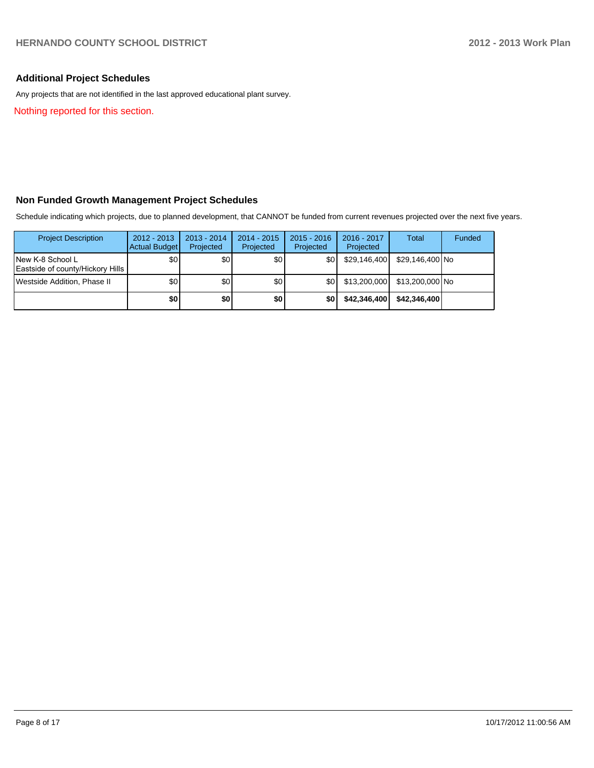## Additional Project Schedules

Any projects that are not identified in the last approved educational plant survey.

Nothing reported for this section.

## Non Funded Growth Management Project Schedules

Schedule indicating which projects, due to planned development, that CANNOT be funded from current revenues projected over the next five years.

| Project Description | 2012 - 2013 Actual Budget | 2013 - 2014 Projected | 2014 - 2015 Projected | 2015 - 2016 Projected | 2016 - 2017 Projected | Total | Funded |
|---|---|---|---|---|---|---|---|
| New K-8 School L Eastside of county/Hickory Hills | $0 | $0 | $0 | $0 | $29,146,400 | $29,146,400 | No |
| Westside Addition, Phase II | $0 | $0 | $0 | $0 | $13,200,000 | $13,200,000 | No |
| | **$0** | **$0** | **$0** | **$0** | **$42,346,400** | **$42,346,400** | |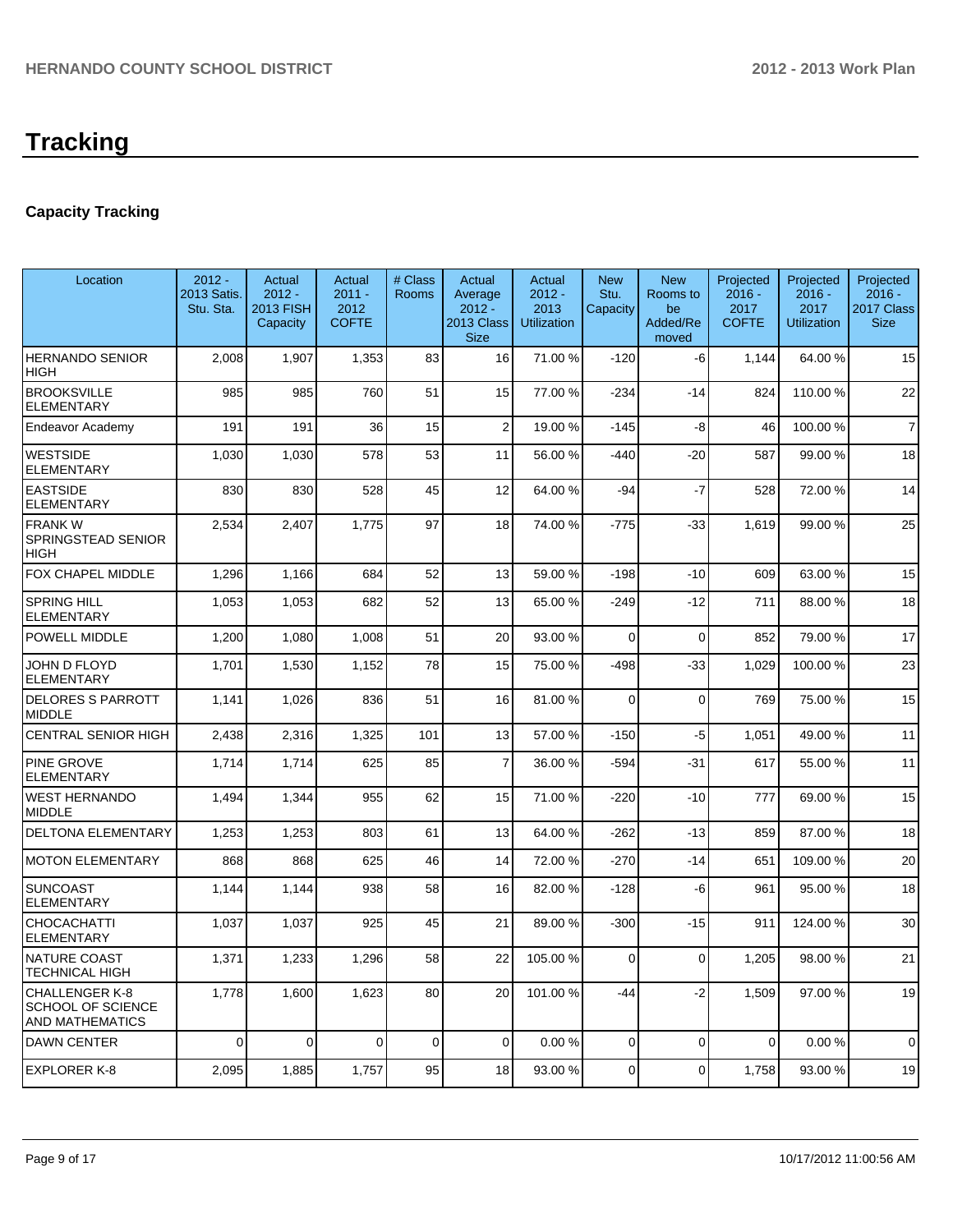# Tracking

## Capacity Tracking

| Location | 2012 - 2013 Satis. Stu. Sta. | Actual 2012 - 2013 FISH Capacity | Actual 2011 - 2012 COFTE | # Class Rooms | Actual Average 2012 - 2013 Class Size | Actual 2012 - 2013 Utilization | New Stu. Capacity | New Rooms to be Added/Removed | Projected 2016 - 2017 COFTE | Projected 2016 - 2017 Utilization | Projected 2016 - 2017 Class Size |
|---|---|---|---|---|---|---|---|---|---|---|---|
| HERNANDO SENIOR HIGH | 2,008 | 1,907 | 1,353 | 83 | 16 | 71.00 % | -120 | -6 | 1,144 | 64.00 % | 15 |
| BROOKSVILLE ELEMENTARY | 985 | 985 | 760 | 51 | 15 | 77.00 % | -234 | -14 | 824 | 110.00 % | 22 |
| Endeavor Academy | 191 | 191 | 36 | 15 | 2 | 19.00 % | -145 | -8 | 46 | 100.00 % | 7 |
| WESTSIDE ELEMENTARY | 1,030 | 1,030 | 578 | 53 | 11 | 56.00 % | -440 | -20 | 587 | 99.00 % | 18 |
| EASTSIDE ELEMENTARY | 830 | 830 | 528 | 45 | 12 | 64.00 % | -94 | -7 | 528 | 72.00 % | 14 |
| FRANK W SPRINGSTEAD SENIOR HIGH | 2,534 | 2,407 | 1,775 | 97 | 18 | 74.00 % | -775 | -33 | 1,619 | 99.00 % | 25 |
| FOX CHAPEL MIDDLE | 1,296 | 1,166 | 684 | 52 | 13 | 59.00 % | -198 | -10 | 609 | 63.00 % | 15 |
| SPRING HILL ELEMENTARY | 1,053 | 1,053 | 682 | 52 | 13 | 65.00 % | -249 | -12 | 711 | 88.00 % | 18 |
| POWELL MIDDLE | 1,200 | 1,080 | 1,008 | 51 | 20 | 93.00 % | 0 | 0 | 852 | 79.00 % | 17 |
| JOHN D FLOYD ELEMENTARY | 1,701 | 1,530 | 1,152 | 78 | 15 | 75.00 % | -498 | -33 | 1,029 | 100.00 % | 23 |
| DELORES S PARROTT MIDDLE | 1,141 | 1,026 | 836 | 51 | 16 | 81.00 % | 0 | 0 | 769 | 75.00 % | 15 |
| CENTRAL SENIOR HIGH | 2,438 | 2,316 | 1,325 | 101 | 13 | 57.00 % | -150 | -5 | 1,051 | 49.00 % | 11 |
| PINE GROVE ELEMENTARY | 1,714 | 1,714 | 625 | 85 | 7 | 36.00 % | -594 | -31 | 617 | 55.00 % | 11 |
| WEST HERNANDO MIDDLE | 1,494 | 1,344 | 955 | 62 | 15 | 71.00 % | -220 | -10 | 777 | 69.00 % | 15 |
| DELTONA ELEMENTARY | 1,253 | 1,253 | 803 | 61 | 13 | 64.00 % | -262 | -13 | 859 | 87.00 % | 18 |
| MOTON ELEMENTARY | 868 | 868 | 625 | 46 | 14 | 72.00 % | -270 | -14 | 651 | 109.00 % | 20 |
| SUNCOAST ELEMENTARY | 1,144 | 1,144 | 938 | 58 | 16 | 82.00 % | -128 | -6 | 961 | 95.00 % | 18 |
| CHOCACHATTI ELEMENTARY | 1,037 | 1,037 | 925 | 45 | 21 | 89.00 % | -300 | -15 | 911 | 124.00 % | 30 |
| NATURE COAST TECHNICAL HIGH | 1,371 | 1,233 | 1,296 | 58 | 22 | 105.00 % | 0 | 0 | 1,205 | 98.00 % | 21 |
| CHALLENGER K-8 SCHOOL OF SCIENCE AND MATHEMATICS | 1,778 | 1,600 | 1,623 | 80 | 20 | 101.00 % | -44 | -2 | 1,509 | 97.00 % | 19 |
| DAWN CENTER | 0 | 0 | 0 | 0 | 0 | 0.00 % | 0 | 0 | 0 | 0.00 % | 0 |
| EXPLORER K-8 | 2,095 | 1,885 | 1,757 | 95 | 18 | 93.00 % | 0 | 0 | 1,758 | 93.00 % | 19 |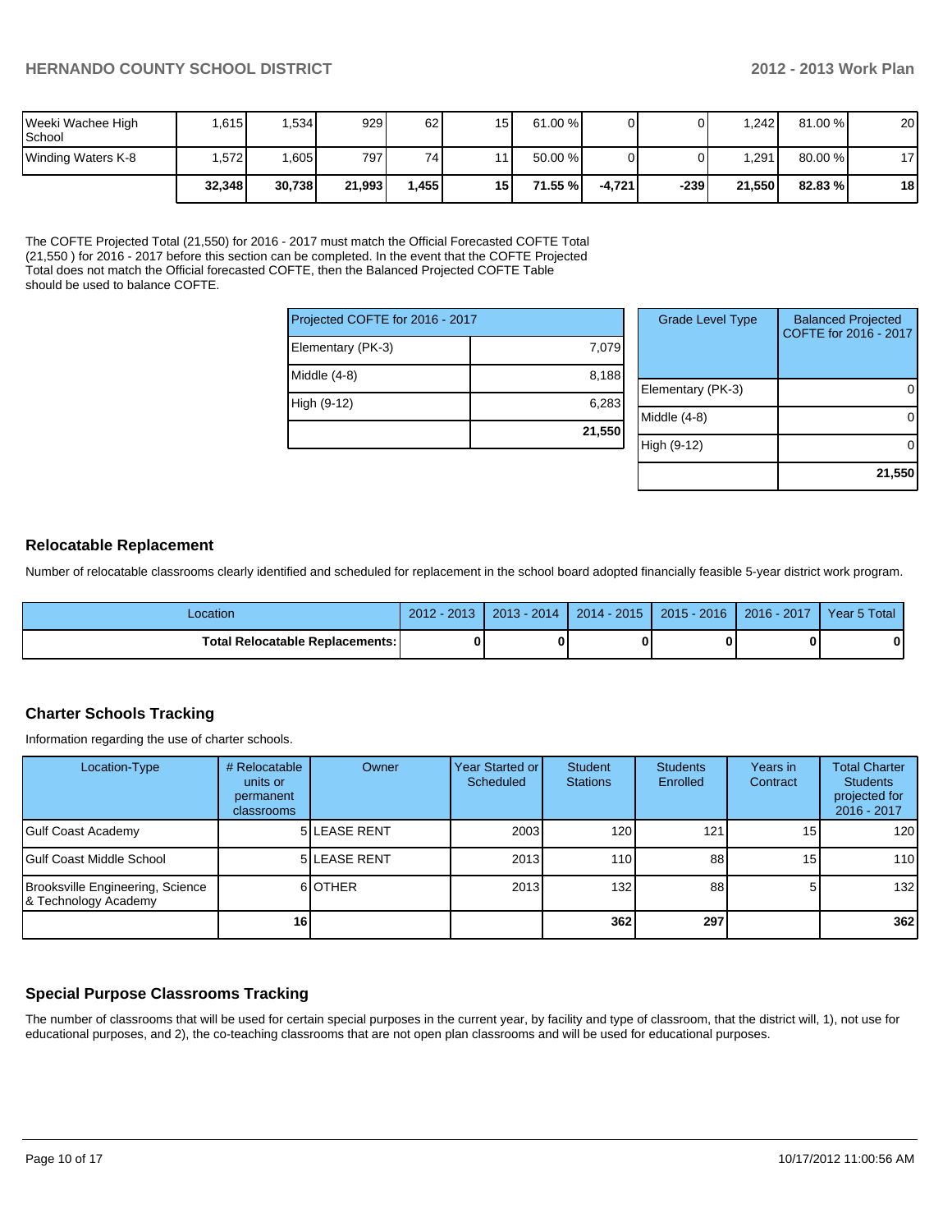| | | | | | | | | | | | |
|---|---|---|---|---|---|---|---|---|---|---|---|
| Weeki Wachee High School | 1,615 | 1,534 | 929 | 62 | 15 | 61.00 % | 0 | 0 | 1,242 | 81.00 % | 20 |
| Winding Waters K-8 | 1,572 | 1,605 | 797 | 74 | 11 | 50.00 % | 0 | 0 | 1,291 | 80.00 % | 17 |
| | **32,348** | **30,738** | **21,993** | **1,455** | **15** | **71.55 %** | **-4,721** | **-239** | **21,550** | **82.83 %** | **18** |

The COFTE Projected Total (21,550) for 2016 - 2017 must match the Official Forecasted COFTE Total (21,550 ) for 2016 - 2017 before this section can be completed. In the event that the COFTE Projected Total does not match the Official forecasted COFTE, then the Balanced Projected COFTE Table should be used to balance COFTE.

| Projected COFTE for 2016 - 2017 | |
|---|---|
| Elementary (PK-3) | 7,079 |
| Middle (4-8) | 8,188 |
| High (9-12) | 6,283 |
| | **21,550** |

| Grade Level Type | Balanced Projected COFTE for 2016 - 2017 |
|---|---|
| Elementary (PK-3) | 0 |
| Middle (4-8) | 0 |
| High (9-12) | 0 |
| | **21,550** |

## Relocatable Replacement

Number of relocatable classrooms clearly identified and scheduled for replacement in the school board adopted financially feasible 5-year district work program.

| Location | 2012 - 2013 | 2013 - 2014 | 2014 - 2015 | 2015 - 2016 | 2016 - 2017 | Year 5 Total |
|---|---|---|---|---|---|---|
| **Total Relocatable Replacements:** | **0** | **0** | **0** | **0** | **0** | **0** |

## Charter Schools Tracking

Information regarding the use of charter schools.

| Location-Type | # Relocatable units or permanent classrooms | Owner | Year Started or Scheduled | Student Stations | Students Enrolled | Years in Contract | Total Charter Students projected for 2016 - 2017 |
|---|---|---|---|---|---|---|---|
| Gulf Coast Academy | 5 | LEASE RENT | 2003 | 120 | 121 | 15 | 120 |
| Gulf Coast Middle School | 5 | LEASE RENT | 2013 | 110 | 88 | 15 | 110 |
| Brooksville Engineering, Science & Technology Academy | 6 | OTHER | 2013 | 132 | 88 | 5 | 132 |
| | **16** | | | **362** | **297** | | **362** |

## Special Purpose Classrooms Tracking

The number of classrooms that will be used for certain special purposes in the current year, by facility and type of classroom, that the district will, 1), not use for educational purposes, and 2), the co-teaching classrooms that are not open plan classrooms and will be used for educational purposes.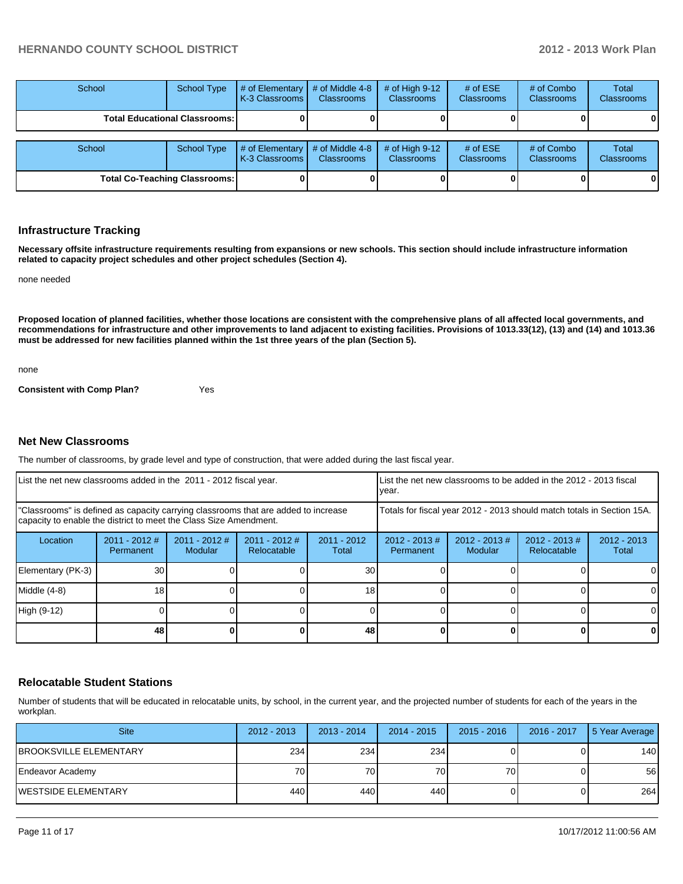| School | School Type | # of Elementary K-3 Classrooms | # of Middle 4-8 Classrooms | # of High 9-12 Classrooms | # of ESE Classrooms | # of Combo Classrooms | Total Classrooms |
|---|---|---|---|---|---|---|---|
| Total Educational Classrooms: | | 0 | 0 | 0 | 0 | 0 | 0 |

| School | School Type | # of Elementary K-3 Classrooms | # of Middle 4-8 Classrooms | # of High 9-12 Classrooms | # of ESE Classrooms | # of Combo Classrooms | Total Classrooms |
|---|---|---|---|---|---|---|---|
| Total Co-Teaching Classrooms: | | 0 | 0 | 0 | 0 | 0 | 0 |

## Infrastructure Tracking

**Necessary offsite infrastructure requirements resulting from expansions or new schools. This section should include infrastructure information related to capacity project schedules and other project schedules (Section 4).**

none needed

**Proposed location of planned facilities, whether those locations are consistent with the comprehensive plans of all affected local governments, and recommendations for infrastructure and other improvements to land adjacent to existing facilities. Provisions of 1013.33(12), (13) and (14) and 1013.36 must be addressed for new facilities planned within the 1st three years of the plan (Section 5).**

none

**Consistent with Comp Plan?** Yes

## Net New Classrooms

The number of classrooms, by grade level and type of construction, that were added during the last fiscal year.

| List the net new classrooms added in the 2011 - 2012 fiscal year. | | | | | List the net new classrooms to be added in the 2012 - 2013 fiscal year. | | | |
|---|---|---|---|---|---|---|---|---|
| "Classrooms" is defined as capacity carrying classrooms that are added to increase capacity to enable the district to meet the Class Size Amendment. | | | | | Totals for fiscal year 2012 - 2013 should match totals in Section 15A. | | | |
| Location | 2011 - 2012 # Permanent | 2011 - 2012 # Modular | 2011 - 2012 # Relocatable | 2011 - 2012 Total | 2012 - 2013 # Permanent | 2012 - 2013 # Modular | 2012 - 2013 # Relocatable | 2012 - 2013 Total |
| Elementary (PK-3) | 30 | 0 | 0 | 30 | 0 | 0 | 0 | 0 |
| Middle (4-8) | 18 | 0 | 0 | 18 | 0 | 0 | 0 | 0 |
| High (9-12) | 0 | 0 | 0 | 0 | 0 | 0 | 0 | 0 |
| | **48** | **0** | **0** | **48** | **0** | **0** | **0** | **0** |

## Relocatable Student Stations

Number of students that will be educated in relocatable units, by school, in the current year, and the projected number of students for each of the years in the workplan.

| Site | 2012 - 2013 | 2013 - 2014 | 2014 - 2015 | 2015 - 2016 | 2016 - 2017 | 5 Year Average |
|---|---|---|---|---|---|---|
| BROOKSVILLE ELEMENTARY | 234 | 234 | 234 | 0 | 0 | 140 |
| Endeavor Academy | 70 | 70 | 70 | 70 | 0 | 56 |
| WESTSIDE ELEMENTARY | 440 | 440 | 440 | 0 | 0 | 264 |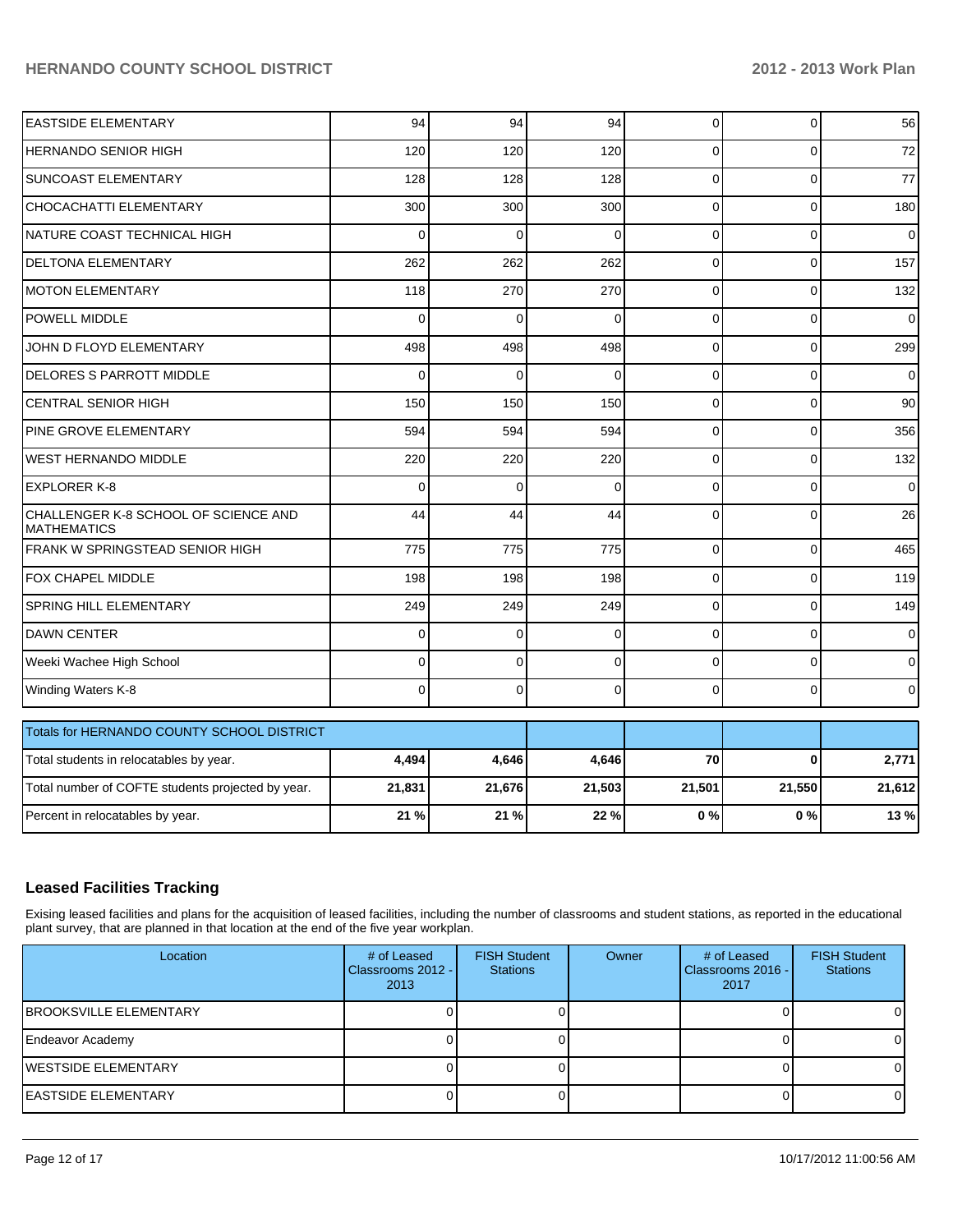| | | | | | | |
|---|---|---|---|---|---|---|
| EASTSIDE ELEMENTARY | 94 | 94 | 94 | 0 | 0 | 56 |
| HERNANDO SENIOR HIGH | 120 | 120 | 120 | 0 | 0 | 72 |
| SUNCOAST ELEMENTARY | 128 | 128 | 128 | 0 | 0 | 77 |
| CHOCACHATTI ELEMENTARY | 300 | 300 | 300 | 0 | 0 | 180 |
| NATURE COAST TECHNICAL HIGH | 0 | 0 | 0 | 0 | 0 | 0 |
| DELTONA ELEMENTARY | 262 | 262 | 262 | 0 | 0 | 157 |
| MOTON ELEMENTARY | 118 | 270 | 270 | 0 | 0 | 132 |
| POWELL MIDDLE | 0 | 0 | 0 | 0 | 0 | 0 |
| JOHN D FLOYD ELEMENTARY | 498 | 498 | 498 | 0 | 0 | 299 |
| DELORES S PARROTT MIDDLE | 0 | 0 | 0 | 0 | 0 | 0 |
| CENTRAL SENIOR HIGH | 150 | 150 | 150 | 0 | 0 | 90 |
| PINE GROVE ELEMENTARY | 594 | 594 | 594 | 0 | 0 | 356 |
| WEST HERNANDO MIDDLE | 220 | 220 | 220 | 0 | 0 | 132 |
| EXPLORER K-8 | 0 | 0 | 0 | 0 | 0 | 0 |
| CHALLENGER K-8 SCHOOL OF SCIENCE AND MATHEMATICS | 44 | 44 | 44 | 0 | 0 | 26 |
| FRANK W SPRINGSTEAD SENIOR HIGH | 775 | 775 | 775 | 0 | 0 | 465 |
| FOX CHAPEL MIDDLE | 198 | 198 | 198 | 0 | 0 | 119 |
| SPRING HILL ELEMENTARY | 249 | 249 | 249 | 0 | 0 | 149 |
| DAWN CENTER | 0 | 0 | 0 | 0 | 0 | 0 |
| Weeki Wachee High School | 0 | 0 | 0 | 0 | 0 | 0 |
| Winding Waters K-8 | 0 | 0 | 0 | 0 | 0 | 0 |

| Totals for HERNANDO COUNTY SCHOOL DISTRICT | | | | | | |
|---|---|---|---|---|---|---|
| Total students in relocatables by year. | **4,494** | **4,646** | **4,646** | **70** | **0** | **2,771** |
| Total number of COFTE students projected by year. | **21,831** | **21,676** | **21,503** | **21,501** | **21,550** | **21,612** |
| Percent in relocatables by year. | **21 %** | **21 %** | **22 %** | **0 %** | **0 %** | **13 %** |

## Leased Facilities Tracking

Exising leased facilities and plans for the acquisition of leased facilities, including the number of classrooms and student stations, as reported in the educational plant survey, that are planned in that location at the end of the five year workplan.

| Location | # of Leased Classrooms 2012 - 2013 | FISH Student Stations | Owner | # of Leased Classrooms 2016 - 2017 | FISH Student Stations |
|---|---|---|---|---|---|
| BROOKSVILLE ELEMENTARY | 0 | 0 | | 0 | 0 |
| Endeavor Academy | 0 | 0 | | 0 | 0 |
| WESTSIDE ELEMENTARY | 0 | 0 | | 0 | 0 |
| EASTSIDE ELEMENTARY | 0 | 0 | | 0 | 0 |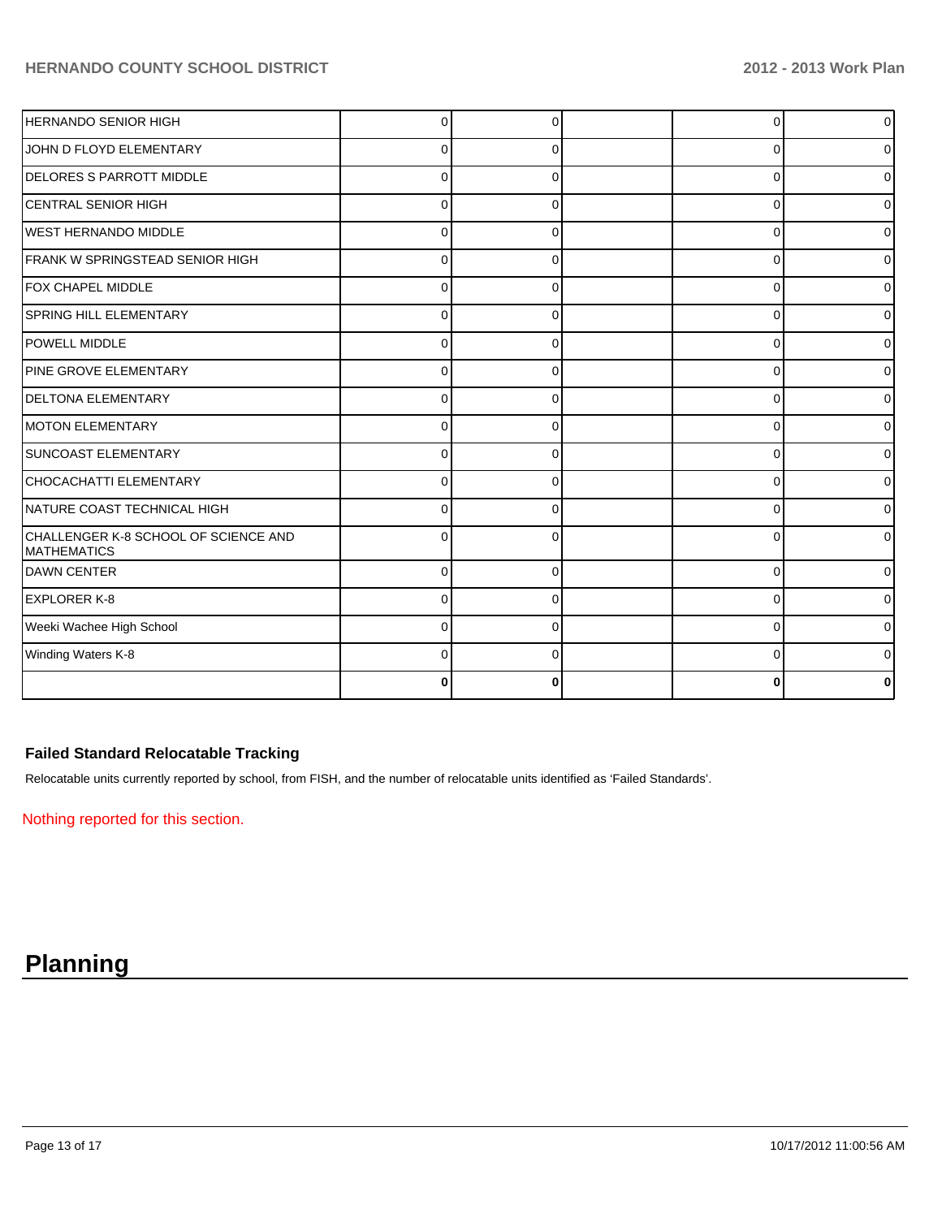| | | | | | |
|---|---|---|---|---|---|
| HERNANDO SENIOR HIGH | 0 | 0 | | 0 | 0 |
| JOHN D FLOYD ELEMENTARY | 0 | 0 | | 0 | 0 |
| DELORES S PARROTT MIDDLE | 0 | 0 | | 0 | 0 |
| CENTRAL SENIOR HIGH | 0 | 0 | | 0 | 0 |
| WEST HERNANDO MIDDLE | 0 | 0 | | 0 | 0 |
| FRANK W SPRINGSTEAD SENIOR HIGH | 0 | 0 | | 0 | 0 |
| FOX CHAPEL MIDDLE | 0 | 0 | | 0 | 0 |
| SPRING HILL ELEMENTARY | 0 | 0 | | 0 | 0 |
| POWELL MIDDLE | 0 | 0 | | 0 | 0 |
| PINE GROVE ELEMENTARY | 0 | 0 | | 0 | 0 |
| DELTONA ELEMENTARY | 0 | 0 | | 0 | 0 |
| MOTON ELEMENTARY | 0 | 0 | | 0 | 0 |
| SUNCOAST ELEMENTARY | 0 | 0 | | 0 | 0 |
| CHOCACHATTI ELEMENTARY | 0 | 0 | | 0 | 0 |
| NATURE COAST TECHNICAL HIGH | 0 | 0 | | 0 | 0 |
| CHALLENGER K-8 SCHOOL OF SCIENCE AND MATHEMATICS | 0 | 0 | | 0 | 0 |
| DAWN CENTER | 0 | 0 | | 0 | 0 |
| EXPLORER K-8 | 0 | 0 | | 0 | 0 |
| Weeki Wachee High School | 0 | 0 | | 0 | 0 |
| Winding Waters K-8 | 0 | 0 | | 0 | 0 |
| | **0** | **0** | | **0** | **0** |

### Failed Standard Relocatable Tracking

Relocatable units currently reported by school, from FISH, and the number of relocatable units identified as 'Failed Standards'.

Nothing reported for this section.

# Planning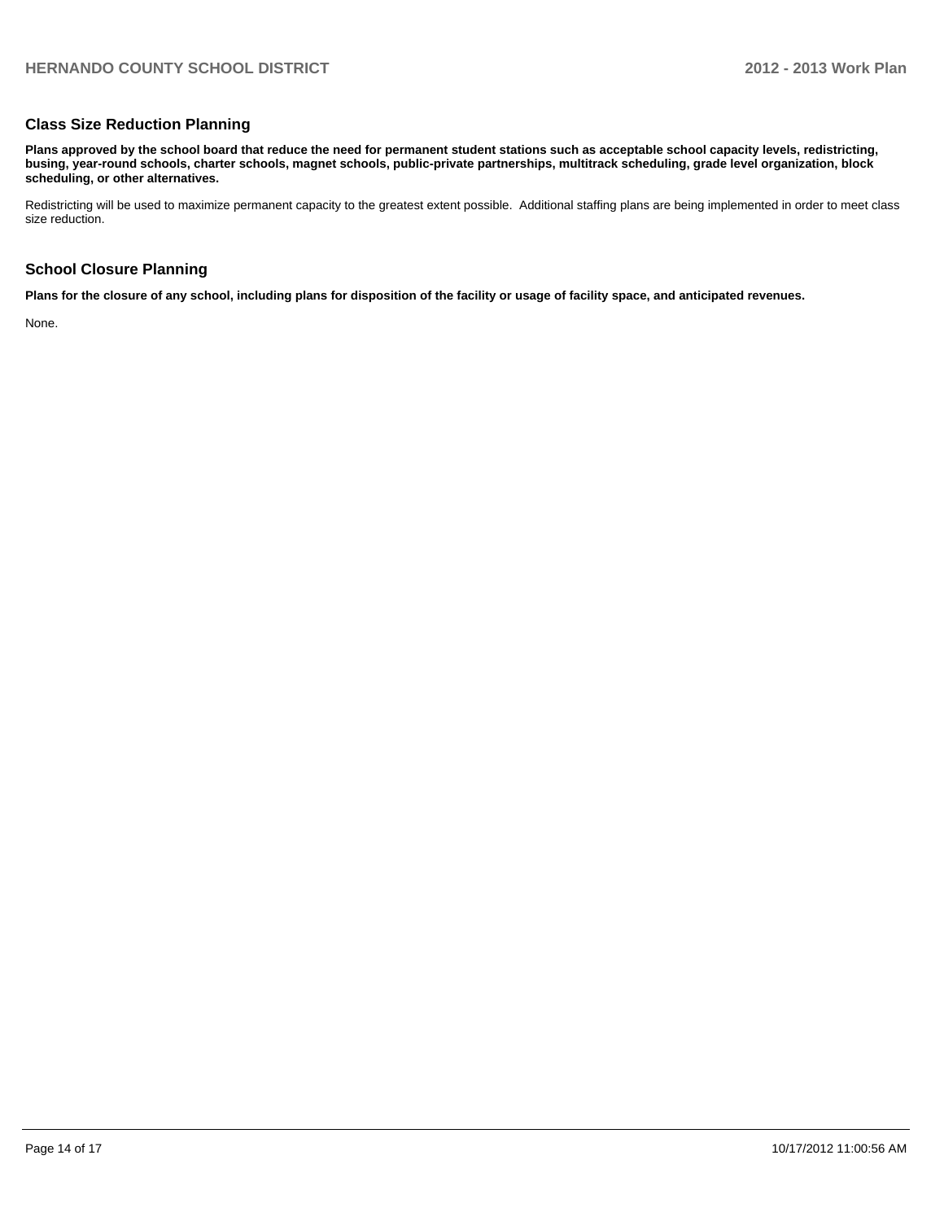## Class Size Reduction Planning

**Plans approved by the school board that reduce the need for permanent student stations such as acceptable school capacity levels, redistricting, busing, year-round schools, charter schools, magnet schools, public-private partnerships, multitrack scheduling, grade level organization, block scheduling, or other alternatives.**

Redistricting will be used to maximize permanent capacity to the greatest extent possible. Additional staffing plans are being implemented in order to meet class size reduction.

## School Closure Planning

**Plans for the closure of any school, including plans for disposition of the facility or usage of facility space, and anticipated revenues.**

None.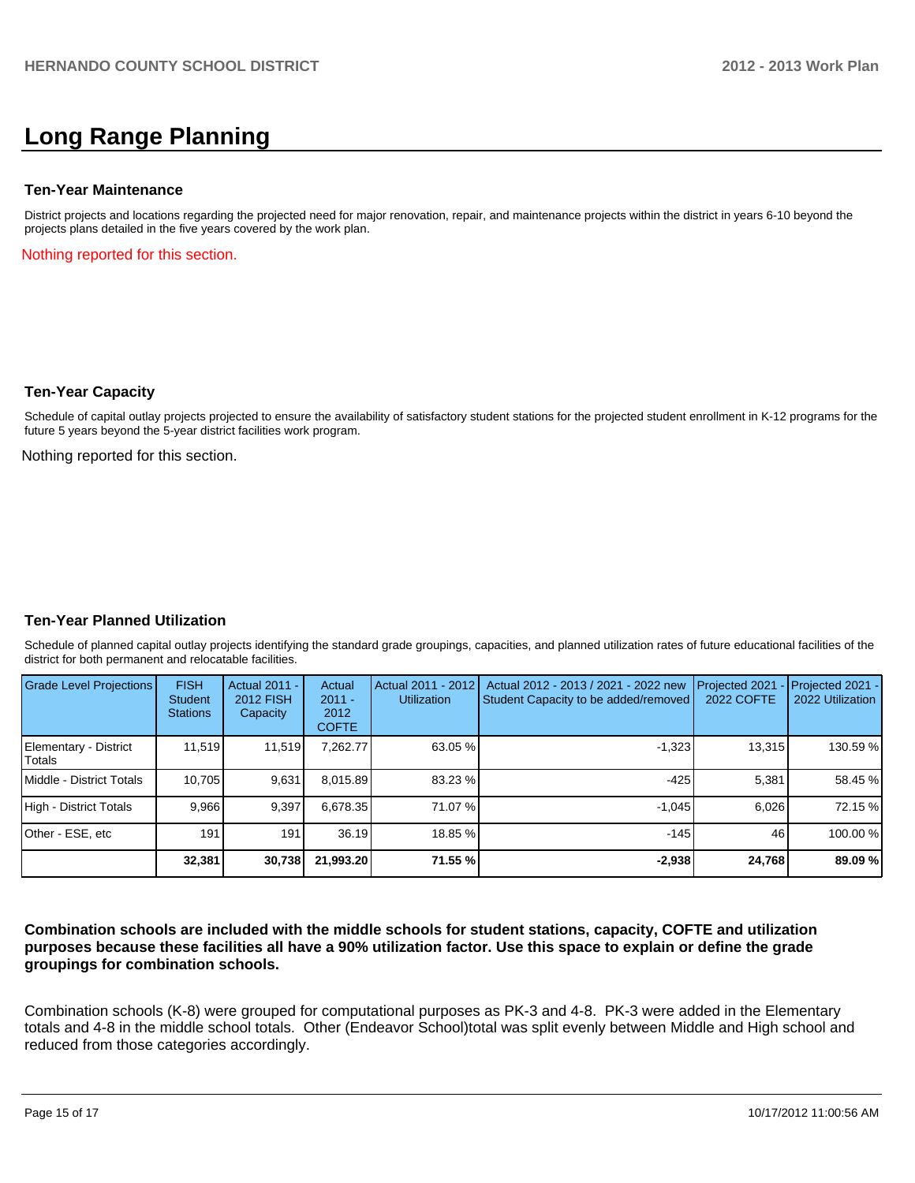# Long Range Planning

### Ten-Year Maintenance

District projects and locations regarding the projected need for major renovation, repair, and maintenance projects within the district in years 6-10 beyond the projects plans detailed in the five years covered by the work plan.

Nothing reported for this section.

### Ten-Year Capacity

Schedule of capital outlay projects projected to ensure the availability of satisfactory student stations for the projected student enrollment in K-12 programs for the future 5 years beyond the 5-year district facilities work program.

Nothing reported for this section.

### Ten-Year Planned Utilization

Schedule of planned capital outlay projects identifying the standard grade groupings, capacities, and planned utilization rates of future educational facilities of the district for both permanent and relocatable facilities.

| Grade Level Projections | FISH Student Stations | Actual 2011 - 2012 FISH Capacity | Actual 2011 - 2012 COFTE | Actual 2011 - 2012 Utilization | Actual 2012 - 2013 / 2021 - 2022 new Student Capacity to be added/removed | Projected 2021 - 2022 COFTE | Projected 2021 - 2022 Utilization |
|---|---|---|---|---|---|---|---|
| Elementary - District Totals | 11,519 | 11,519 | 7,262.77 | 63.05 % | -1,323 | 13,315 | 130.59 % |
| Middle - District Totals | 10,705 | 9,631 | 8,015.89 | 83.23 % | -425 | 5,381 | 58.45 % |
| High - District Totals | 9,966 | 9,397 | 6,678.35 | 71.07 % | -1,045 | 6,026 | 72.15 % |
| Other - ESE, etc | 191 | 191 | 36.19 | 18.85 % | -145 | 46 | 100.00 % |
| | **32,381** | **30,738** | **21,993.20** | **71.55 %** | **-2,938** | **24,768** | **89.09 %** |

**Combination schools are included with the middle schools for student stations, capacity, COFTE and utilization purposes because these facilities all have a 90% utilization factor. Use this space to explain or define the grade groupings for combination schools.**

Combination schools (K-8) were grouped for computational purposes as PK-3 and 4-8. PK-3 were added in the Elementary totals and 4-8 in the middle school totals. Other (Endeavor School)total was split evenly between Middle and High school and reduced from those categories accordingly.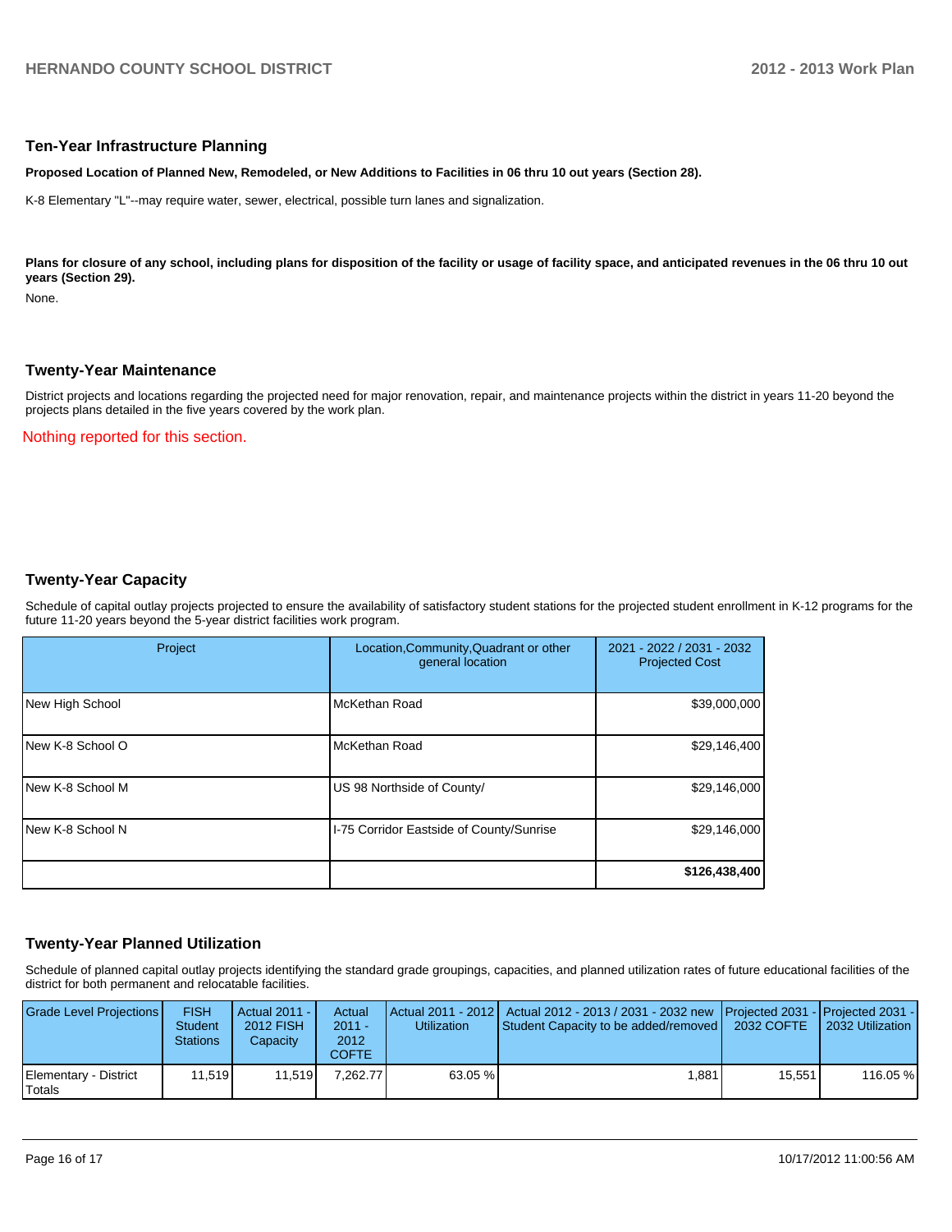## Ten-Year Infrastructure Planning

**Proposed Location of Planned New, Remodeled, or New Additions to Facilities in 06 thru 10 out years (Section 28).**

K-8 Elementary "L"--may require water, sewer, electrical, possible turn lanes and signalization.

**Plans for closure of any school, including plans for disposition of the facility or usage of facility space, and anticipated revenues in the 06 thru 10 out years (Section 29).**

None.

## Twenty-Year Maintenance

District projects and locations regarding the projected need for major renovation, repair, and maintenance projects within the district in years 11-20 beyond the projects plans detailed in the five years covered by the work plan.

Nothing reported for this section.

## Twenty-Year Capacity

Schedule of capital outlay projects projected to ensure the availability of satisfactory student stations for the projected student enrollment in K-12 programs for the future 11-20 years beyond the 5-year district facilities work program.

| Project | Location,Community,Quadrant or other general location | 2021 - 2022 / 2031 - 2032 Projected Cost |
|---|---|---|
| New High School | McKethan Road | $39,000,000 |
| New K-8 School O | McKethan Road | $29,146,400 |
| New K-8 School M | US 98 Northside of County/ | $29,146,000 |
| New K-8 School N | I-75 Corridor Eastside of County/Sunrise | $29,146,000 |
| | | **$126,438,400** |

## Twenty-Year Planned Utilization

Schedule of planned capital outlay projects identifying the standard grade groupings, capacities, and planned utilization rates of future educational facilities of the district for both permanent and relocatable facilities.

| Grade Level Projections | FISH Student Stations | Actual 2011 - 2012 FISH Capacity | Actual 2011 - 2012 COFTE | Actual 2011 - 2012 Utilization | Actual 2012 - 2013 / 2031 - 2032 new Student Capacity to be added/removed | Projected 2031 - 2032 COFTE | Projected 2031 - 2032 Utilization |
|---|---|---|---|---|---|---|---|
| Elementary - District Totals | 11,519 | 11,519 | 7,262.77 | 63.05 % | 1,881 | 15,551 | 116.05 % |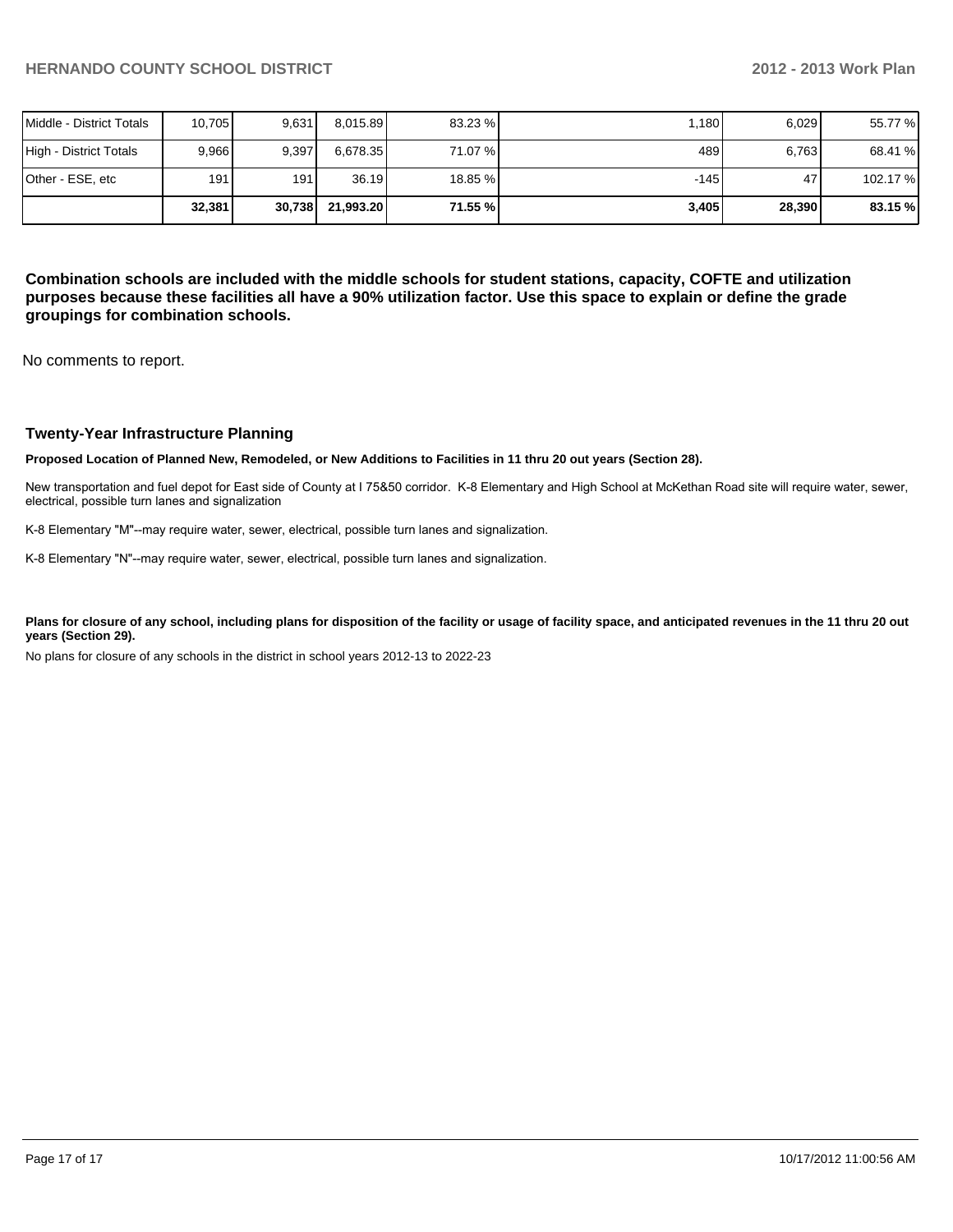| | | | | | | | |
|---|---|---|---|---|---|---|---|
| Middle - District Totals | 10,705 | 9,631 | 8,015.89 | 83.23 % | 1,180 | 6,029 | 55.77 % |
| High - District Totals | 9,966 | 9,397 | 6,678.35 | 71.07 % | 489 | 6,763 | 68.41 % |
| Other - ESE, etc | 191 | 191 | 36.19 | 18.85 % | -145 | 47 | 102.17 % |
| | **32,381** | **30,738** | **21,993.20** | **71.55 %** | **3,405** | **28,390** | **83.15 %** |

**Combination schools are included with the middle schools for student stations, capacity, COFTE and utilization purposes because these facilities all have a 90% utilization factor. Use this space to explain or define the grade groupings for combination schools.**

No comments to report.

### Twenty-Year Infrastructure Planning

**Proposed Location of Planned New, Remodeled, or New Additions to Facilities in 11 thru 20 out years (Section 28).**

New transportation and fuel depot for East side of County at I 75&50 corridor. K-8 Elementary and High School at McKethan Road site will require water, sewer, electrical, possible turn lanes and signalization

K-8 Elementary "M"--may require water, sewer, electrical, possible turn lanes and signalization.

K-8 Elementary "N"--may require water, sewer, electrical, possible turn lanes and signalization.

**Plans for closure of any school, including plans for disposition of the facility or usage of facility space, and anticipated revenues in the 11 thru 20 out years (Section 29).**

No plans for closure of any schools in the district in school years 2012-13 to 2022-23